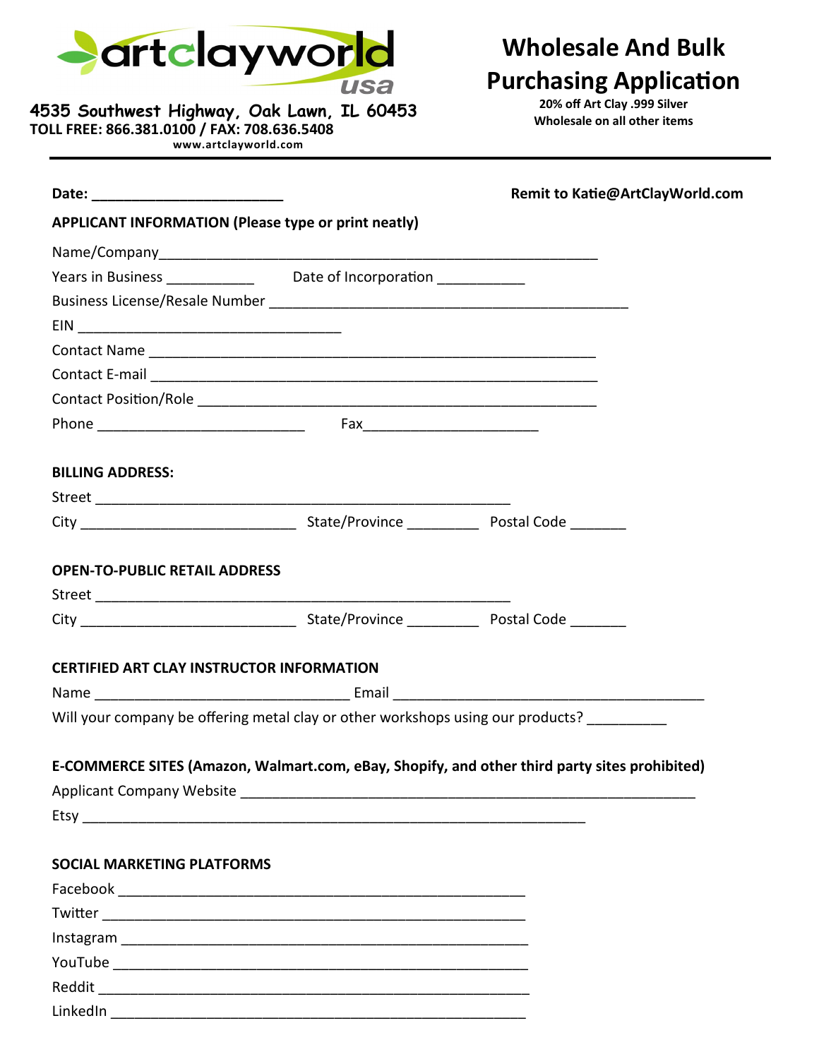**artclayworld usa**

**4535 Southwest Highway, Oak Lawn, IL 60453**
**TOLL FREE: 866.381.0100 / FAX: 708.636.5408**
**www.artclayworld.com**

# Wholesale And Bulk Purchasing Application

**20% off Art Clay .999 Silver**
**Wholesale on all other items**

---

**Date:** ________________________

**Remit to Katie@ArtClayWorld.com**

**APPLICANT INFORMATION (Please type or print neatly)**

Name/Company_______________________________________________________

Years in Business __________ Date of Incorporation __________

Business License/Resale Number ____________________________________________

EIN _________________________________

Contact Name ________________________________________________________

Contact E-mail ________________________________________________________

Contact Position/Role __________________________________________________

Phone __________________________ Fax______________________

**BILLING ADDRESS:**

Street ____________________________________________________

City ___________________________ State/Province _________ Postal Code _______

**OPEN-TO-PUBLIC RETAIL ADDRESS**

Street ____________________________________________________

City ___________________________ State/Province _________ Postal Code _______

**CERTIFIED ART CLAY INSTRUCTOR INFORMATION**

Name ________________________________ Email _______________________________________

Will your company be offering metal clay or other workshops using our products? _________

**E-COMMERCE SITES (Amazon, Walmart.com, eBay, Shopify, and other third party sites prohibited)**

Applicant Company Website _________________________________________________________

Etsy _______________________________________________________________

**SOCIAL MARKETING PLATFORMS**

Facebook ___________________________________________________

Twitter _____________________________________________________

Instagram ___________________________________________________

YouTube ____________________________________________________

Reddit ______________________________________________________

LinkedIn _____________________________________________________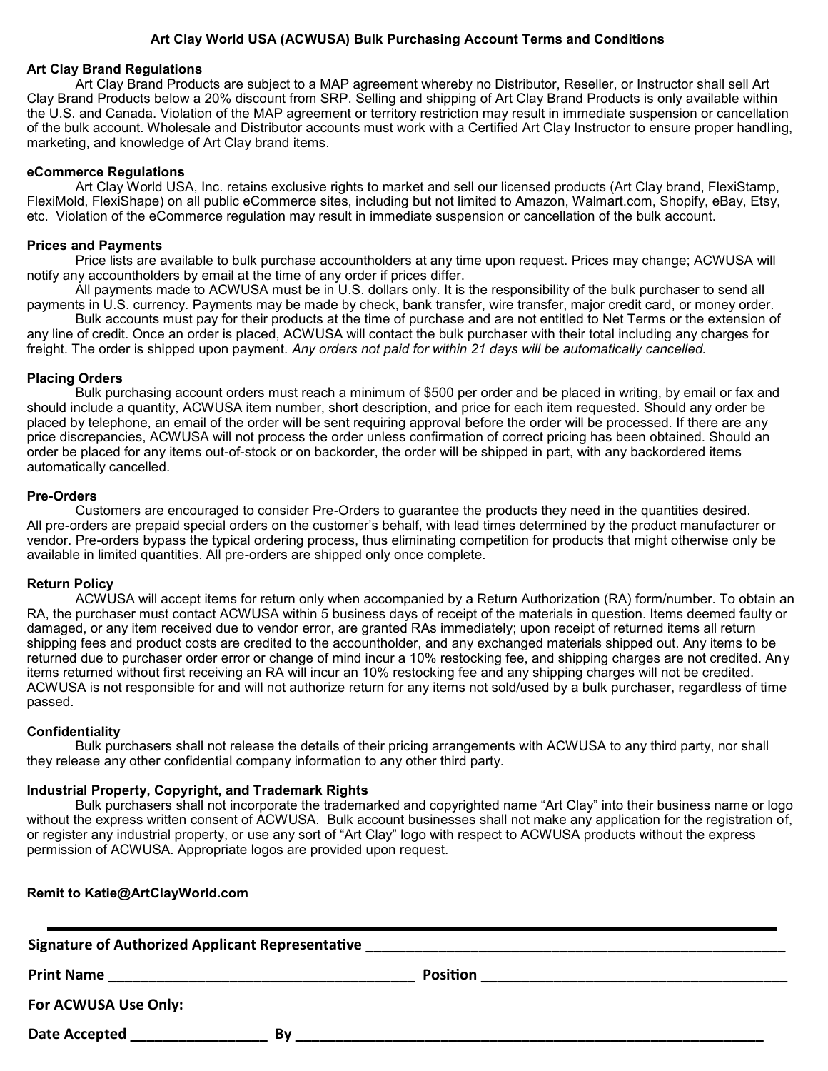# Art Clay World USA (ACWUSA) Bulk Purchasing Account Terms and Conditions

**Art Clay Brand Regulations**

Art Clay Brand Products are subject to a MAP agreement whereby no Distributor, Reseller, or Instructor shall sell Art Clay Brand Products below a 20% discount from SRP. Selling and shipping of Art Clay Brand Products is only available within the U.S. and Canada. Violation of the MAP agreement or territory restriction may result in immediate suspension or cancellation of the bulk account. Wholesale and Distributor accounts must work with a Certified Art Clay Instructor to ensure proper handling, marketing, and knowledge of Art Clay brand items.

**eCommerce Regulations**

Art Clay World USA, Inc. retains exclusive rights to market and sell our licensed products (Art Clay brand, FlexiStamp, FlexiMold, FlexiShape) on all public eCommerce sites, including but not limited to Amazon, Walmart.com, Shopify, eBay, Etsy, etc. Violation of the eCommerce regulation may result in immediate suspension or cancellation of the bulk account.

**Prices and Payments**

Price lists are available to bulk purchase accountholders at any time upon request. Prices may change; ACWUSA will notify any accountholders by email at the time of any order if prices differ.

All payments made to ACWUSA must be in U.S. dollars only. It is the responsibility of the bulk purchaser to send all payments in U.S. currency. Payments may be made by check, bank transfer, wire transfer, major credit card, or money order.

Bulk accounts must pay for their products at the time of purchase and are not entitled to Net Terms or the extension of any line of credit. Once an order is placed, ACWUSA will contact the bulk purchaser with their total including any charges for freight. The order is shipped upon payment. *Any orders not paid for within 21 days will be automatically cancelled.*

**Placing Orders**

Bulk purchasing account orders must reach a minimum of $500 per order and be placed in writing, by email or fax and should include a quantity, ACWUSA item number, short description, and price for each item requested. Should any order be placed by telephone, an email of the order will be sent requiring approval before the order will be processed. If there are any price discrepancies, ACWUSA will not process the order unless confirmation of correct pricing has been obtained. Should an order be placed for any items out-of-stock or on backorder, the order will be shipped in part, with any backordered items automatically cancelled.

**Pre-Orders**

Customers are encouraged to consider Pre-Orders to guarantee the products they need in the quantities desired. All pre-orders are prepaid special orders on the customer's behalf, with lead times determined by the product manufacturer or vendor. Pre-orders bypass the typical ordering process, thus eliminating competition for products that might otherwise only be available in limited quantities. All pre-orders are shipped only once complete.

**Return Policy**

ACWUSA will accept items for return only when accompanied by a Return Authorization (RA) form/number. To obtain an RA, the purchaser must contact ACWUSA within 5 business days of receipt of the materials in question. Items deemed faulty or damaged, or any item received due to vendor error, are granted RAs immediately; upon receipt of returned items all return shipping fees and product costs are credited to the accountholder, and any exchanged materials shipped out. Any items to be returned due to purchaser order error or change of mind incur a 10% restocking fee, and shipping charges are not credited. Any items returned without first receiving an RA will incur an 10% restocking fee and any shipping charges will not be credited. ACWUSA is not responsible for and will not authorize return for any items not sold/used by a bulk purchaser, regardless of time passed.

**Confidentiality**

Bulk purchasers shall not release the details of their pricing arrangements with ACWUSA to any third party, nor shall they release any other confidential company information to any other third party.

**Industrial Property, Copyright, and Trademark Rights**

Bulk purchasers shall not incorporate the trademarked and copyrighted name "Art Clay" into their business name or logo without the express written consent of ACWUSA. Bulk account businesses shall not make any application for the registration of, or register any industrial property, or use any sort of "Art Clay" logo with respect to ACWUSA products without the express permission of ACWUSA. Appropriate logos are provided upon request.

**Remit to Katie@ArtClayWorld.com**

---

**Signature of Authorized Applicant Representative** ____________________________________________

**Print Name** ________________________________ **Position** ________________________________

**For ACWUSA Use Only:**

**Date Accepted** ______________ **By** ____________________________________________